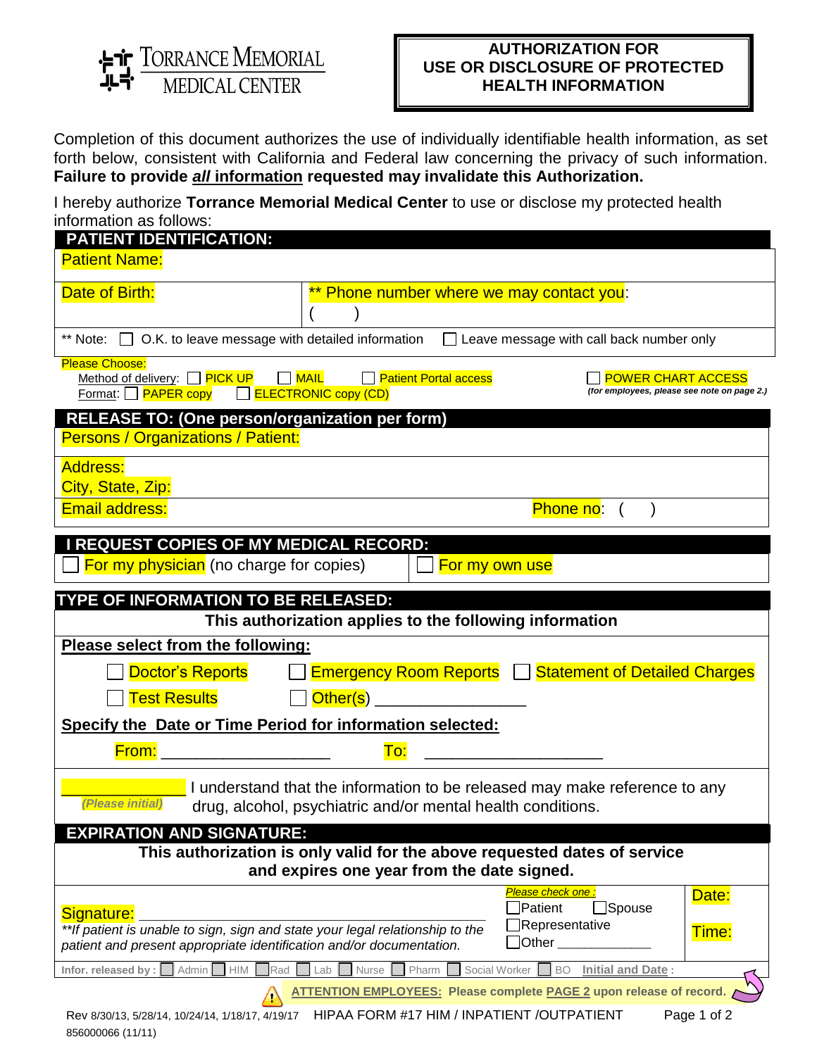**TORRANCE MEMORIAL MEDICAL CENTER**

# AUTHORIZATION FOR USE OR DISCLOSURE OF PROTECTED HEALTH INFORMATION

Completion of this document authorizes the use of individually identifiable health information, as set forth below, consistent with California and Federal law concerning the privacy of such information. **Failure to provide *all* information requested may invalidate this Authorization.**

I hereby authorize **Torrance Memorial Medical Center** to use or disclose my protected health information as follows:

## PATIENT IDENTIFICATION:

Patient Name:

Date of Birth:

** Phone number where we may contact you: (     )

** Note: ☐ O.K. to leave message with detailed information ☐ Leave message with call back number only

Please Choose:

Method of delivery: ☐ PICK UP ☐ MAIL ☐ Patient Portal access ☐ POWER CHART ACCESS *(for employees, please see note on page 2.)*

Format: ☐ PAPER copy ☐ ELECTRONIC copy (CD)

## RELEASE TO: (One person/organization per form)

Persons / Organizations / Patient:

Address:

City, State, Zip:

Email address: Phone no: (     )

## I REQUEST COPIES OF MY MEDICAL RECORD:

☐ For my physician (no charge for copies) ☐ For my own use

## TYPE OF INFORMATION TO BE RELEASED:

**This authorization applies to the following information**

**Please select from the following:**

☐ Doctor's Reports ☐ Emergency Room Reports ☐ Statement of Detailed Charges

☐ Test Results ☐ Other(s) ________________

**Specify the Date or Time Period for information selected:**

From: __________________ To: ___________________

_____________ *(Please initial)* I understand that the information to be released may make reference to any drug, alcohol, psychiatric and/or mental health conditions.

## EXPIRATION AND SIGNATURE:

**This authorization is only valid for the above requested dates of service and expires one year from the date signed.**

Signature: ______________________________________

*Please check one:* ☐ Patient ☐ Spouse ☐ Representative ☐ Other ____________

Date:

Time:

*\*\*If patient is unable to sign, sign and state your legal relationship to the patient and present appropriate identification and/or documentation.*

Infor. released by: ☐ Admin ☐ HIM ☐ Rad ☐ Lab ☐ Nurse ☐ Pharm ☐ Social Worker ☐ BO **Initial and Date:**

**ATTENTION EMPLOYEES: Please complete PAGE 2 upon release of record.**

Rev 8/30/13, 5/28/14, 10/24/14, 1/18/17, 4/19/17 HIPAA FORM #17 HIM / INPATIENT /OUTPATIENT

856000066 (11/11)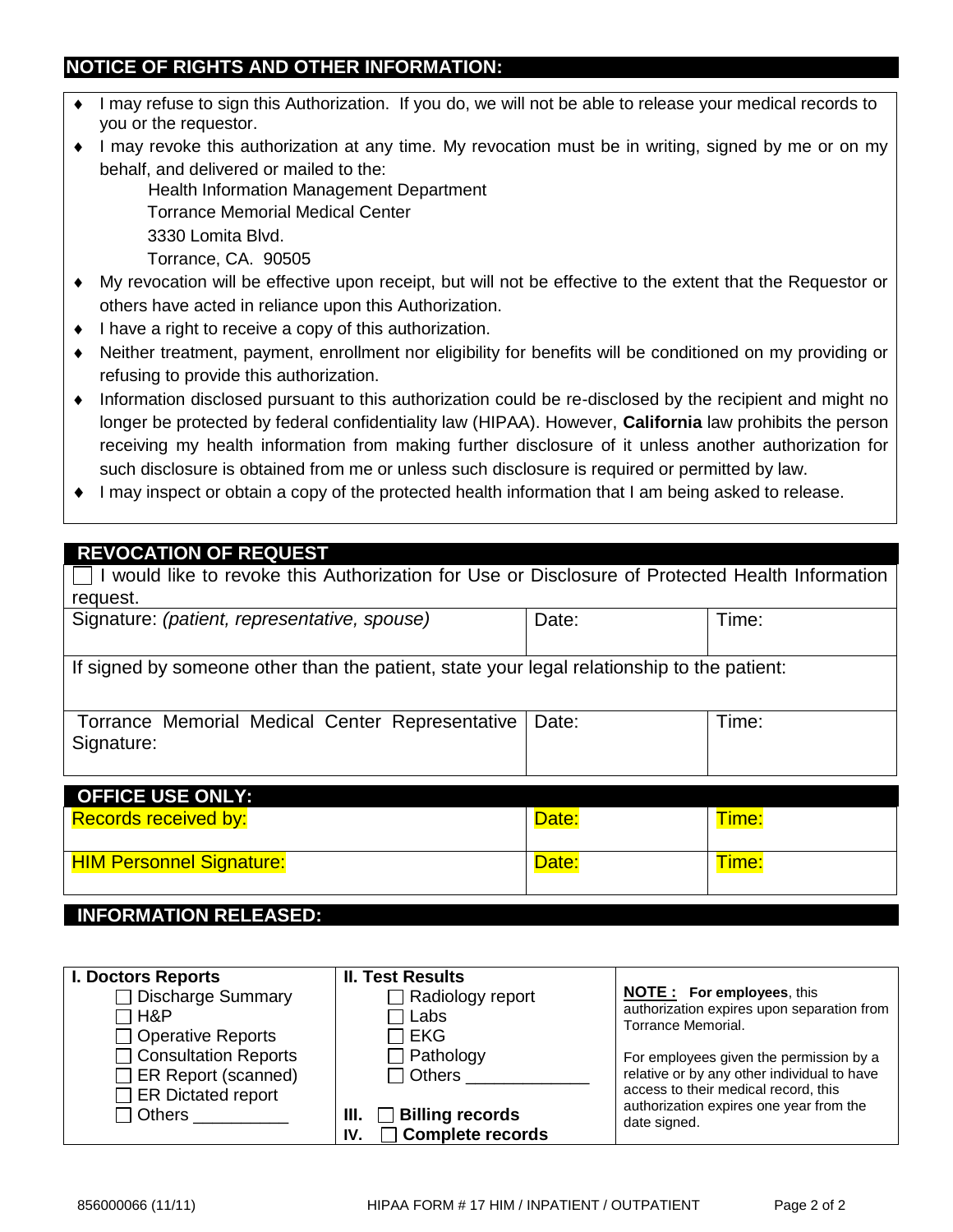## NOTICE OF RIGHTS AND OTHER INFORMATION:

- I may refuse to sign this Authorization. If you do, we will not be able to release your medical records to you or the requestor.
- I may revoke this authorization at any time. My revocation must be in writing, signed by me or on my behalf, and delivered or mailed to the:

  Health Information Management Department
  Torrance Memorial Medical Center
  3330 Lomita Blvd.
  Torrance, CA. 90505
- My revocation will be effective upon receipt, but will not be effective to the extent that the Requestor or others have acted in reliance upon this Authorization.
- I have a right to receive a copy of this authorization.
- Neither treatment, payment, enrollment nor eligibility for benefits will be conditioned on my providing or refusing to provide this authorization.
- Information disclosed pursuant to this authorization could be re-disclosed by the recipient and might no longer be protected by federal confidentiality law (HIPAA). However, **California** law prohibits the person receiving my health information from making further disclosure of it unless another authorization for such disclosure is obtained from me or unless such disclosure is required or permitted by law.
- I may inspect or obtain a copy of the protected health information that I am being asked to release.

## REVOCATION OF REQUEST

☐ I would like to revoke this Authorization for Use or Disclosure of Protected Health Information request.

| | | |
|---|---|---|
| Signature: *(patient, representative, spouse)* | Date: | Time: |
| If signed by someone other than the patient, state your legal relationship to the patient: | | |
| Torrance Memorial Medical Center Representative Signature: | Date: | Time: |

## OFFICE USE ONLY:

| | | |
|---|---|---|
| Records received by: | Date: | Time: |
| HIM Personnel Signature: | Date: | Time: |

## INFORMATION RELEASED:

| | | |
|---|---|---|
| **I. Doctors Reports**<br>☐ Discharge Summary<br>☐ H&P<br>☐ Operative Reports<br>☐ Consultation Reports<br>☐ ER Report (scanned)<br>☐ ER Dictated report<br>☐ Others __________ | **II. Test Results**<br>☐ Radiology report<br>☐ Labs<br>☐ EKG<br>☐ Pathology<br>☐ Others _____________<br><br>**III.** ☐ **Billing records**<br>**IV.** ☐ **Complete records** | **NOTE :** **For employees**, this authorization expires upon separation from Torrance Memorial.<br><br>For employees given the permission by a relative or by any other individual to have access to their medical record, this authorization expires one year from the date signed. |

856000066 (11/11) HIPAA FORM # 17 HIM / INPATIENT / OUTPATIENT